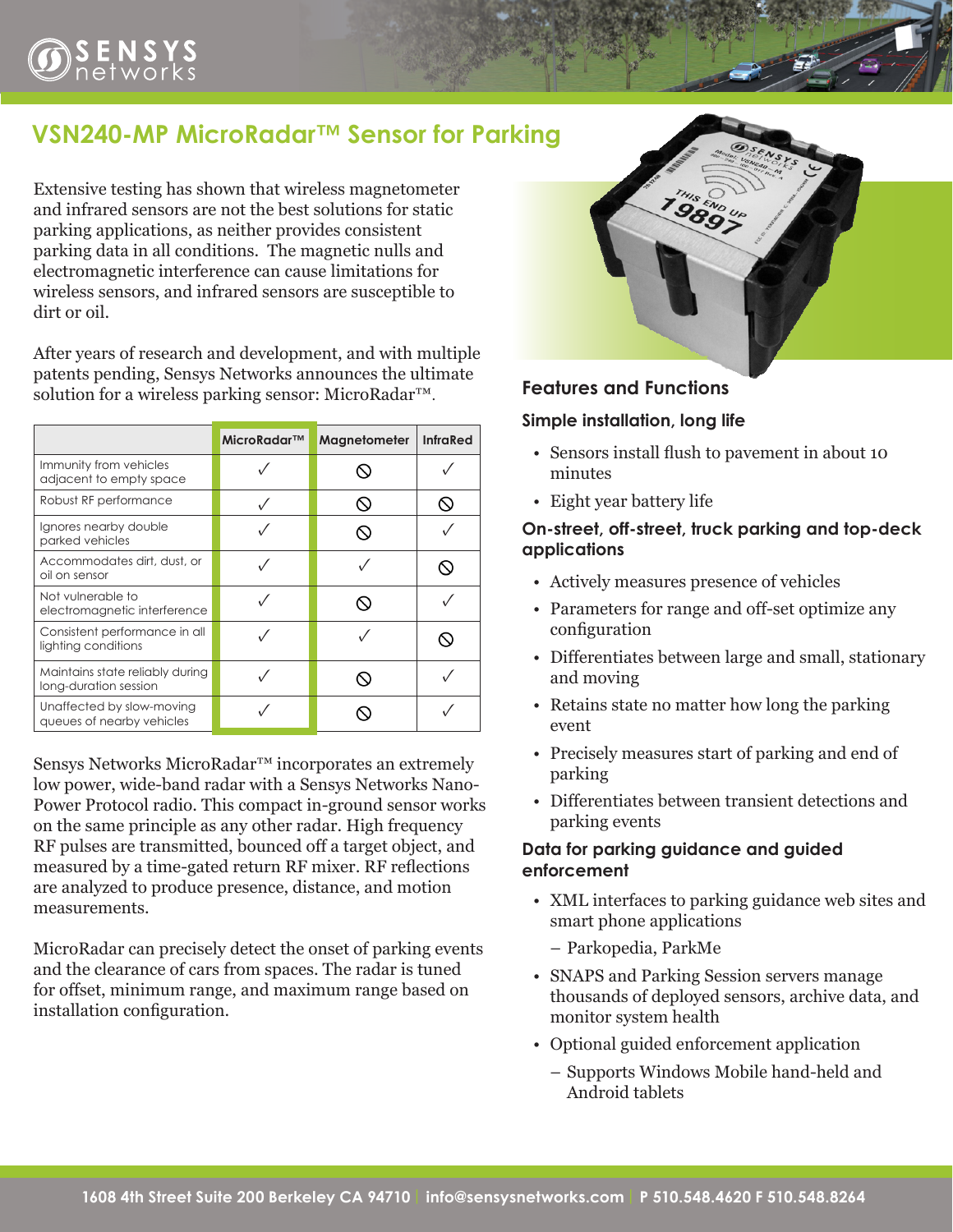# VSN240-MP MicroRadar™ Sensor for Parking

Extensive testing has shown that wireless magnetometer and infrared sensors are not the best solutions for static parking applications, as neither provides consistent parking data in all conditions. The magnetic nulls and electromagnetic interference can cause limitations for wireless sensors, and infrared sensors are susceptible to dirt or oil.

After years of research and development, and with multiple patents pending, Sensys Networks announces the ultimate solution for a wireless parking sensor: MicroRadar™.

| | MicroRadar™ | Magnetometer | InfraRed |
|---|---|---|---|
| Immunity from vehicles adjacent to empty space | ✓ | ⊘ | ✓ |
| Robust RF performance | ✓ | ⊘ | ⊘ |
| Ignores nearby double parked vehicles | ✓ | ⊘ | ✓ |
| Accommodates dirt, dust, or oil on sensor | ✓ | ✓ | ⊘ |
| Not vulnerable to electromagnetic interference | ✓ | ⊘ | ✓ |
| Consistent performance in all lighting conditions | ✓ | ✓ | ⊘ |
| Maintains state reliably during long-duration session | ✓ | ⊘ | ✓ |
| Unaffected by slow-moving queues of nearby vehicles | ✓ | ⊘ | ✓ |

Sensys Networks MicroRadar™ incorporates an extremely low power, wide-band radar with a Sensys Networks Nano-Power Protocol radio. This compact in-ground sensor works on the same principle as any other radar. High frequency RF pulses are transmitted, bounced off a target object, and measured by a time-gated return RF mixer. RF reflections are analyzed to produce presence, distance, and motion measurements.

MicroRadar can precisely detect the onset of parking events and the clearance of cars from spaces. The radar is tuned for offset, minimum range, and maximum range based on installation configuration.

## Features and Functions

### Simple installation, long life

- Sensors install flush to pavement in about 10 minutes
- Eight year battery life

### On-street, off-street, truck parking and top-deck applications

- Actively measures presence of vehicles
- Parameters for range and off-set optimize any configuration
- Differentiates between large and small, stationary and moving
- Retains state no matter how long the parking event
- Precisely measures start of parking and end of parking
- Differentiates between transient detections and parking events

### Data for parking guidance and guided enforcement

- XML interfaces to parking guidance web sites and smart phone applications
  - Parkopedia, ParkMe
- SNAPS and Parking Session servers manage thousands of deployed sensors, archive data, and monitor system health
- Optional guided enforcement application
  - Supports Windows Mobile hand-held and Android tablets

1608 4th Street Suite 200 Berkeley CA 94710 | info@sensysnetworks.com | P 510.548.4620 F 510.548.8264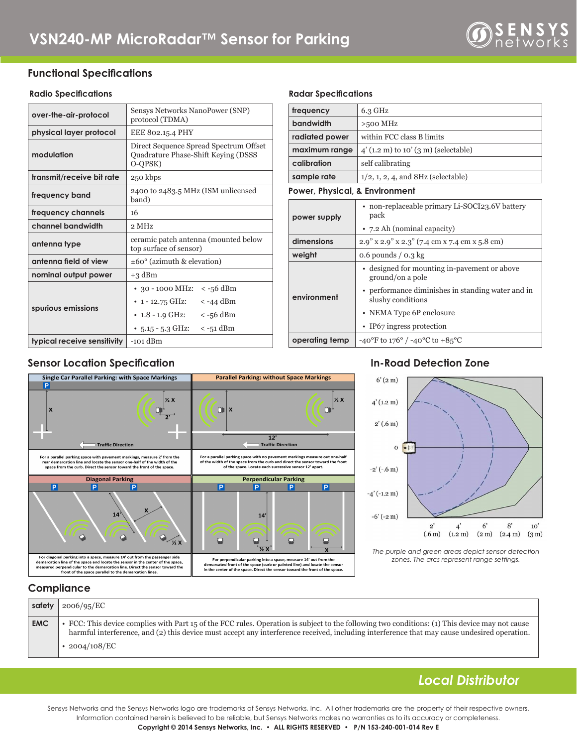# VSN240-MP MicroRadar™ Sensor for Parking

## Functional Specifications

### Radio Specifications

| | |
|---|---|
| over-the-air-protocol | Sensys Networks NanoPower (SNP) protocol (TDMA) |
| physical layer protocol | EEE 802.15.4 PHY |
| modulation | Direct Sequence Spread Spectrum Offset Quadrature Phase-Shift Keying (DSSS O-QPSK) |
| transmit/receive bit rate | 250 kbps |
| frequency band | 2400 to 2483.5 MHz (ISM unlicensed band) |
| frequency channels | 16 |
| channel bandwidth | 2 MHz |
| antenna type | ceramic patch antenna (mounted below top surface of sensor) |
| antenna field of view | ±60° (azimuth & elevation) |
| nominal output power | +3 dBm |
| spurious emissions | • 30 - 1000 MHz: < -56 dBm<br>• 1 - 12.75 GHz: < -44 dBm<br>• 1.8 - 1.9 GHz: < -56 dBm<br>• 5.15 - 5.3 GHz: < -51 dBm |
| typical receive sensitivity | -101 dBm |

### Radar Specifications

| | |
|---|---|
| frequency | 6.3 GHz |
| bandwidth | >500 MHz |
| radiated power | within FCC class B limits |
| maximum range | 4' (1.2 m) to 10' (3 m) (selectable) |
| calibration | self calibrating |
| sample rate | 1/2, 1, 2, 4, and 8Hz (selectable) |

### Power, Physical, & Environment

| | |
|---|---|
| power supply | • non-replaceable primary Li-SOCI23.6V battery pack<br>• 7.2 Ah (nominal capacity) |
| dimensions | 2.9" x 2.9" x 2.3" (7.4 cm x 7.4 cm x 5.8 cm) |
| weight | 0.6 pounds / 0.3 kg |
| environment | • designed for mounting in-pavement or above ground/on a pole<br>• performance diminishes in standing water and in slushy conditions<br>• NEMA Type 6P enclosure<br>• IP67 ingress protection |
| operating temp | -40°F to 176° / -40°C to +85°C |

## Sensor Location Specification

**Single Car Parallel Parking: with Space Markings**

P

x

½ x

2'

Traffic Direction

For a parallel parking space with pavement markings, measure 2' from the rear demarcation line and locate the sensor one-half of the width of the space from the curb. Direct the sensor toward the front of the space.

**Parallel Parking: without Space Markings**

x

½ x

12'

Traffic Direction

For a parallel parking space with no pavement markings measure out one-half of the width of the space from the curb and direct the sensor toward the front of the space. Locate each successive sensor 12' apart.

**Diagonal Parking**

P P P

14'

x

½ x

For diagonal parking into a space, measure 14' out from the passenger side demarcation line of the space and locate the sensor in the center of the space, measured perpendicular to the demarcation line. Direct the sensor toward the front of the space parallel to the demarcation lines.

**Perpendicular Parking**

P P P P

14'

½ x

x

For perpendicular parking into a space, measure 14' out from the demarcated front of the space (curb or painted line) and locate the sensor in the center of the space. Direct the sensor toward the front of the space.

## In-Road Detection Zone

6' (2 m)
4' (1.2 m)
2' (.6 m)
0
-2' (-.6 m)
-4' (-1.2 m)
-6' (-2 m)

2' (.6 m) 4' (1.2 m) 6' (2 m) 8' (2.4 m) 10' (3 m)

*The purple and green areas depict sensor detection zones. The arcs represent range settings.*

## Compliance

| | |
|---|---|
| safety | 2006/95/EC |
| EMC | • FCC: This device complies with Part 15 of the FCC rules. Operation is subject to the following two conditions: (1) This device may not cause harmful interference, and (2) this device must accept any interference received, including interference that may cause undesired operation.<br>• 2004/108/EC |

*Local Distributor*

Sensys Networks and the Sensys Networks logo are trademarks of Sensys Networks, Inc. All other trademarks are the property of their respective owners. Information contained herein is believed to be reliable, but Sensys Networks makes no warranties as to its accuracy or completeness.

**Copyright © 2014 Sensys Networks, Inc. • ALL RIGHTS RESERVED • P/N 153-240-001-014 Rev E**